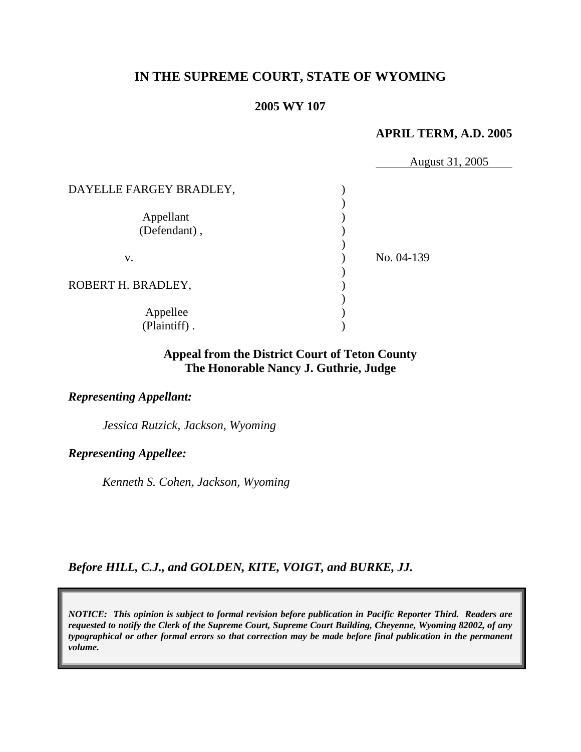**IN THE SUPREME COURT, STATE OF WYOMING**

**2005 WY 107**

**APRIL TERM, A.D. 2005**

August 31, 2005

DAYELLE FARGEY BRADLEY,

Appellant
(Defendant) ,

v.

ROBERT H. BRADLEY,

Appellee
(Plaintiff) .

No. 04-139

**Appeal from the District Court of Teton County**
**The Honorable Nancy J. Guthrie, Judge**

***Representing Appellant:***

*Jessica Rutzick, Jackson, Wyoming*

***Representing Appellee:***

*Kenneth S. Cohen, Jackson, Wyoming*

***Before HILL, C.J., and GOLDEN, KITE, VOIGT, and BURKE, JJ.***

***NOTICE: This opinion is subject to formal revision before publication in Pacific Reporter Third. Readers are requested to notify the Clerk of the Supreme Court, Supreme Court Building, Cheyenne, Wyoming 82002, of any typographical or other formal errors so that correction may be made before final publication in the permanent volume.***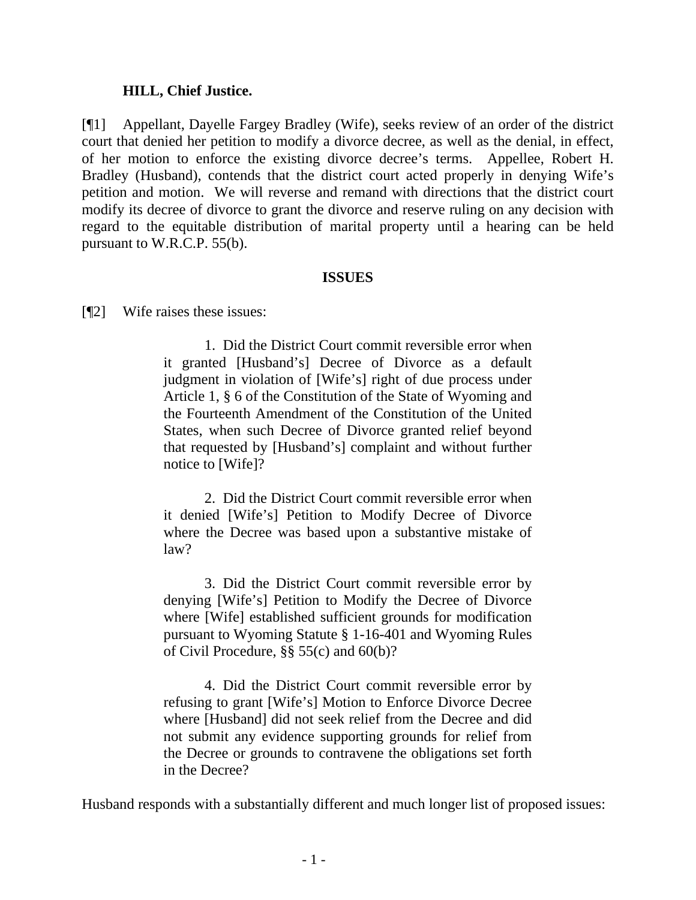**HILL, Chief Justice.**

[¶1] Appellant, Dayelle Fargey Bradley (Wife), seeks review of an order of the district court that denied her petition to modify a divorce decree, as well as the denial, in effect, of her motion to enforce the existing divorce decree's terms. Appellee, Robert H. Bradley (Husband), contends that the district court acted properly in denying Wife's petition and motion. We will reverse and remand with directions that the district court modify its decree of divorce to grant the divorce and reserve ruling on any decision with regard to the equitable distribution of marital property until a hearing can be held pursuant to W.R.C.P. 55(b).

## ISSUES

[¶2] Wife raises these issues:

> 1. Did the District Court commit reversible error when it granted [Husband's] Decree of Divorce as a default judgment in violation of [Wife's] right of due process under Article 1, § 6 of the Constitution of the State of Wyoming and the Fourteenth Amendment of the Constitution of the United States, when such Decree of Divorce granted relief beyond that requested by [Husband's] complaint and without further notice to [Wife]?
>
> 2. Did the District Court commit reversible error when it denied [Wife's] Petition to Modify Decree of Divorce where the Decree was based upon a substantive mistake of law?
>
> 3. Did the District Court commit reversible error by denying [Wife's] Petition to Modify the Decree of Divorce where [Wife] established sufficient grounds for modification pursuant to Wyoming Statute § 1-16-401 and Wyoming Rules of Civil Procedure, §§ 55(c) and 60(b)?
>
> 4. Did the District Court commit reversible error by refusing to grant [Wife's] Motion to Enforce Divorce Decree where [Husband] did not seek relief from the Decree and did not submit any evidence supporting grounds for relief from the Decree or grounds to contravene the obligations set forth in the Decree?

Husband responds with a substantially different and much longer list of proposed issues: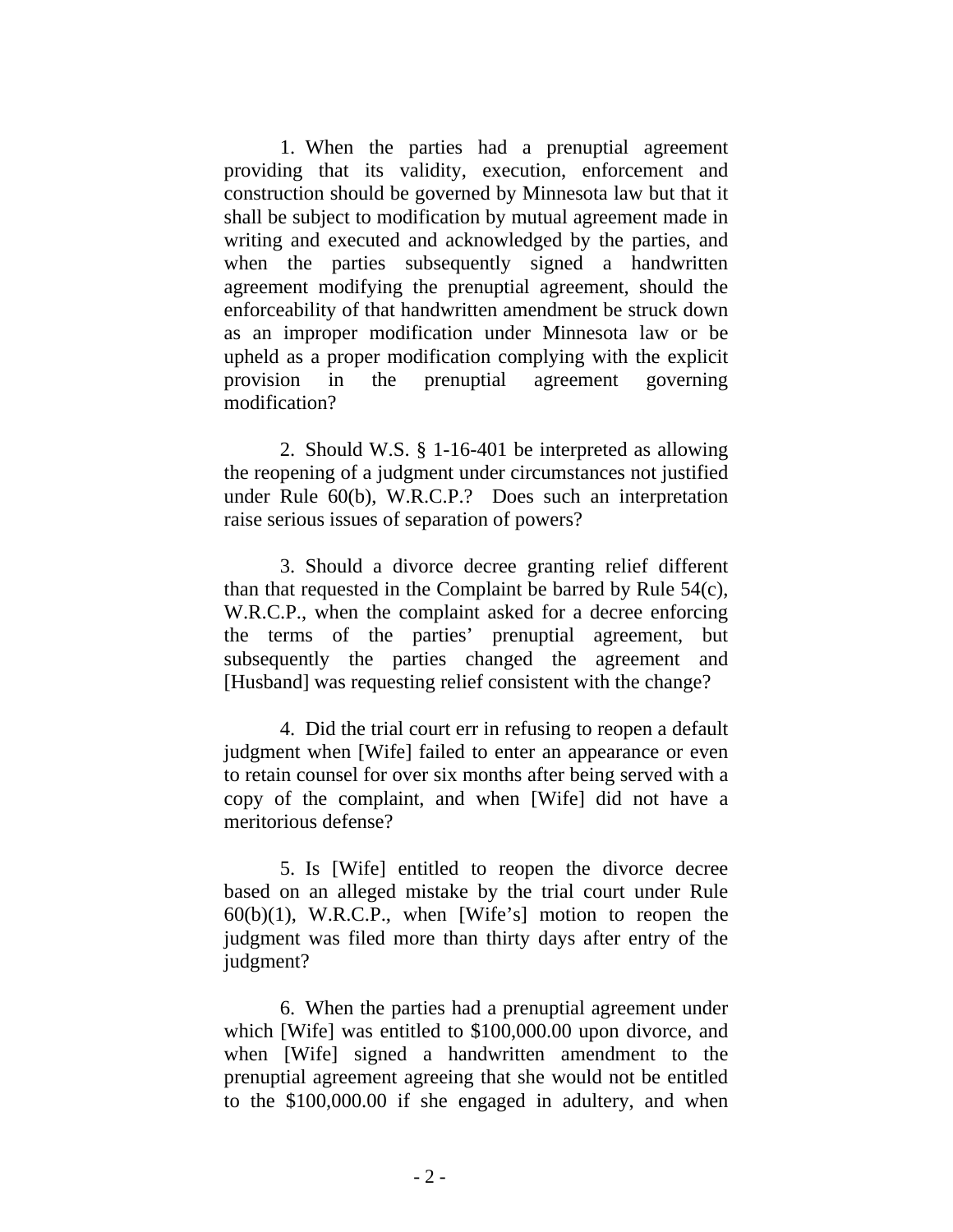1. When the parties had a prenuptial agreement providing that its validity, execution, enforcement and construction should be governed by Minnesota law but that it shall be subject to modification by mutual agreement made in writing and executed and acknowledged by the parties, and when the parties subsequently signed a handwritten agreement modifying the prenuptial agreement, should the enforceability of that handwritten amendment be struck down as an improper modification under Minnesota law or be upheld as a proper modification complying with the explicit provision in the prenuptial agreement governing modification?

2. Should W.S. § 1-16-401 be interpreted as allowing the reopening of a judgment under circumstances not justified under Rule 60(b), W.R.C.P.? Does such an interpretation raise serious issues of separation of powers?

3. Should a divorce decree granting relief different than that requested in the Complaint be barred by Rule 54(c), W.R.C.P., when the complaint asked for a decree enforcing the terms of the parties' prenuptial agreement, but subsequently the parties changed the agreement and [Husband] was requesting relief consistent with the change?

4. Did the trial court err in refusing to reopen a default judgment when [Wife] failed to enter an appearance or even to retain counsel for over six months after being served with a copy of the complaint, and when [Wife] did not have a meritorious defense?

5. Is [Wife] entitled to reopen the divorce decree based on an alleged mistake by the trial court under Rule 60(b)(1), W.R.C.P., when [Wife's] motion to reopen the judgment was filed more than thirty days after entry of the judgment?

6. When the parties had a prenuptial agreement under which [Wife] was entitled to $100,000.00 upon divorce, and when [Wife] signed a handwritten amendment to the prenuptial agreement agreeing that she would not be entitled to the $100,000.00 if she engaged in adultery, and when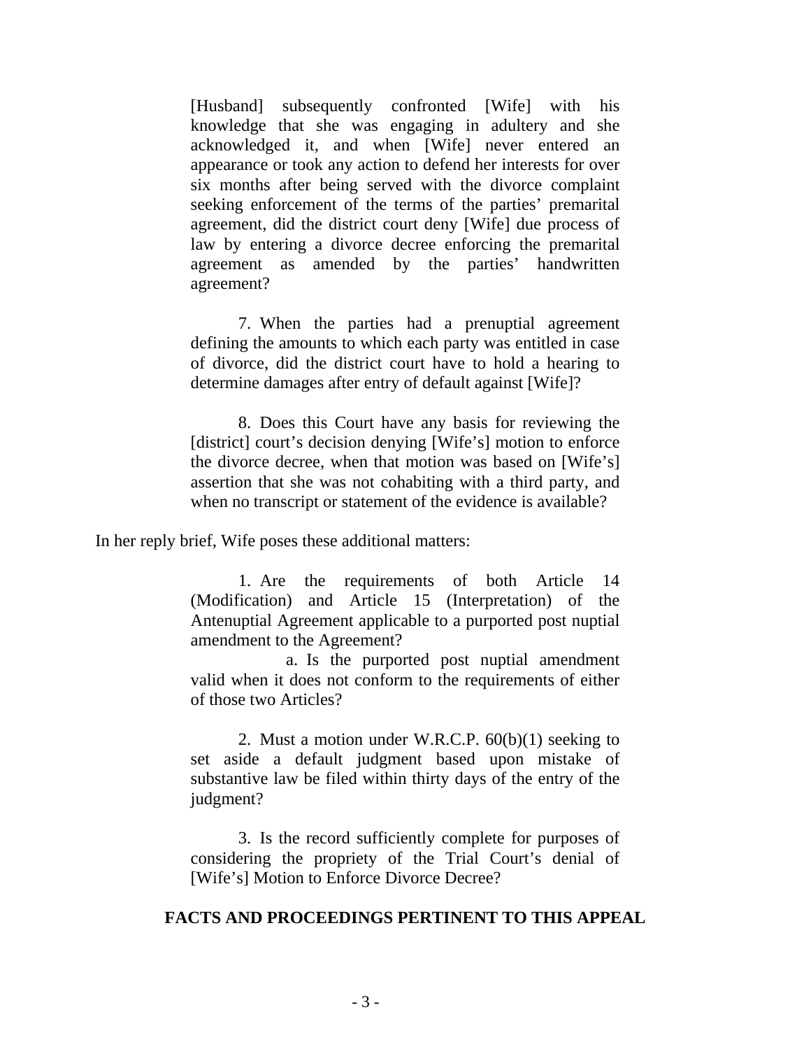> [Husband] subsequently confronted [Wife] with his knowledge that she was engaging in adultery and she acknowledged it, and when [Wife] never entered an appearance or took any action to defend her interests for over six months after being served with the divorce complaint seeking enforcement of the terms of the parties' premarital agreement, did the district court deny [Wife] due process of law by entering a divorce decree enforcing the premarital agreement as amended by the parties' handwritten agreement?
>
> 7. When the parties had a prenuptial agreement defining the amounts to which each party was entitled in case of divorce, did the district court have to hold a hearing to determine damages after entry of default against [Wife]?
>
> 8. Does this Court have any basis for reviewing the [district] court's decision denying [Wife's] motion to enforce the divorce decree, when that motion was based on [Wife's] assertion that she was not cohabiting with a third party, and when no transcript or statement of the evidence is available?

In her reply brief, Wife poses these additional matters:

> 1. Are the requirements of both Article 14 (Modification) and Article 15 (Interpretation) of the Antenuptial Agreement applicable to a purported post nuptial amendment to the Agreement?
>
> a. Is the purported post nuptial amendment valid when it does not conform to the requirements of either of those two Articles?
>
> 2. Must a motion under W.R.C.P. 60(b)(1) seeking to set aside a default judgment based upon mistake of substantive law be filed within thirty days of the entry of the judgment?
>
> 3. Is the record sufficiently complete for purposes of considering the propriety of the Trial Court's denial of [Wife's] Motion to Enforce Divorce Decree?

## FACTS AND PROCEEDINGS PERTINENT TO THIS APPEAL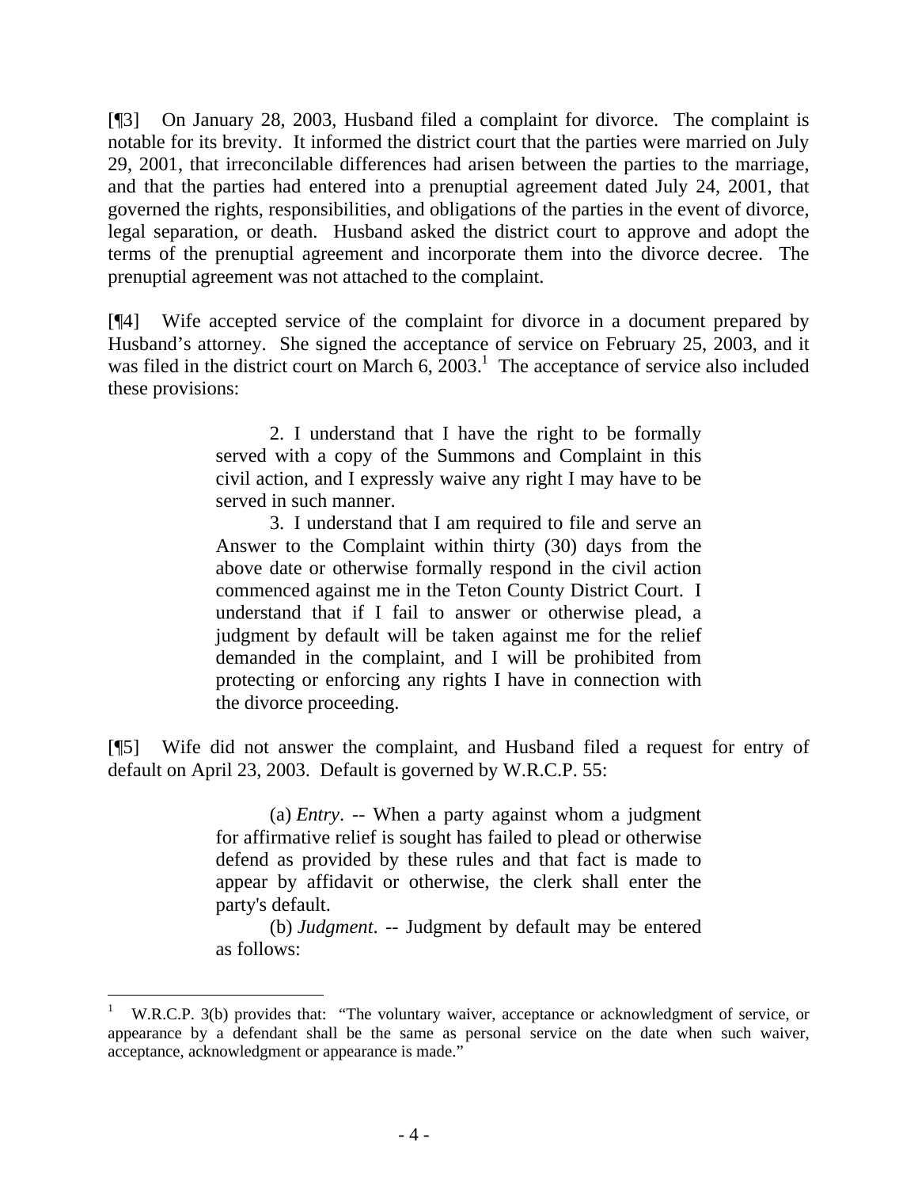[¶3] On January 28, 2003, Husband filed a complaint for divorce. The complaint is notable for its brevity. It informed the district court that the parties were married on July 29, 2001, that irreconcilable differences had arisen between the parties to the marriage, and that the parties had entered into a prenuptial agreement dated July 24, 2001, that governed the rights, responsibilities, and obligations of the parties in the event of divorce, legal separation, or death. Husband asked the district court to approve and adopt the terms of the prenuptial agreement and incorporate them into the divorce decree. The prenuptial agreement was not attached to the complaint.

[¶4] Wife accepted service of the complaint for divorce in a document prepared by Husband's attorney. She signed the acceptance of service on February 25, 2003, and it was filed in the district court on March 6, 2003.[1] The acceptance of service also included these provisions:

> 2. I understand that I have the right to be formally served with a copy of the Summons and Complaint in this civil action, and I expressly waive any right I may have to be served in such manner.
>
> 3. I understand that I am required to file and serve an Answer to the Complaint within thirty (30) days from the above date or otherwise formally respond in the civil action commenced against me in the Teton County District Court. I understand that if I fail to answer or otherwise plead, a judgment by default will be taken against me for the relief demanded in the complaint, and I will be prohibited from protecting or enforcing any rights I have in connection with the divorce proceeding.

[¶5] Wife did not answer the complaint, and Husband filed a request for entry of default on April 23, 2003. Default is governed by W.R.C.P. 55:

> (a) *Entry*. -- When a party against whom a judgment for affirmative relief is sought has failed to plead or otherwise defend as provided by these rules and that fact is made to appear by affidavit or otherwise, the clerk shall enter the party's default.
>
> (b) *Judgment*. -- Judgment by default may be entered as follows:

---

[1] W.R.C.P. 3(b) provides that: "The voluntary waiver, acceptance or acknowledgment of service, or appearance by a defendant shall be the same as personal service on the date when such waiver, acceptance, acknowledgment or appearance is made."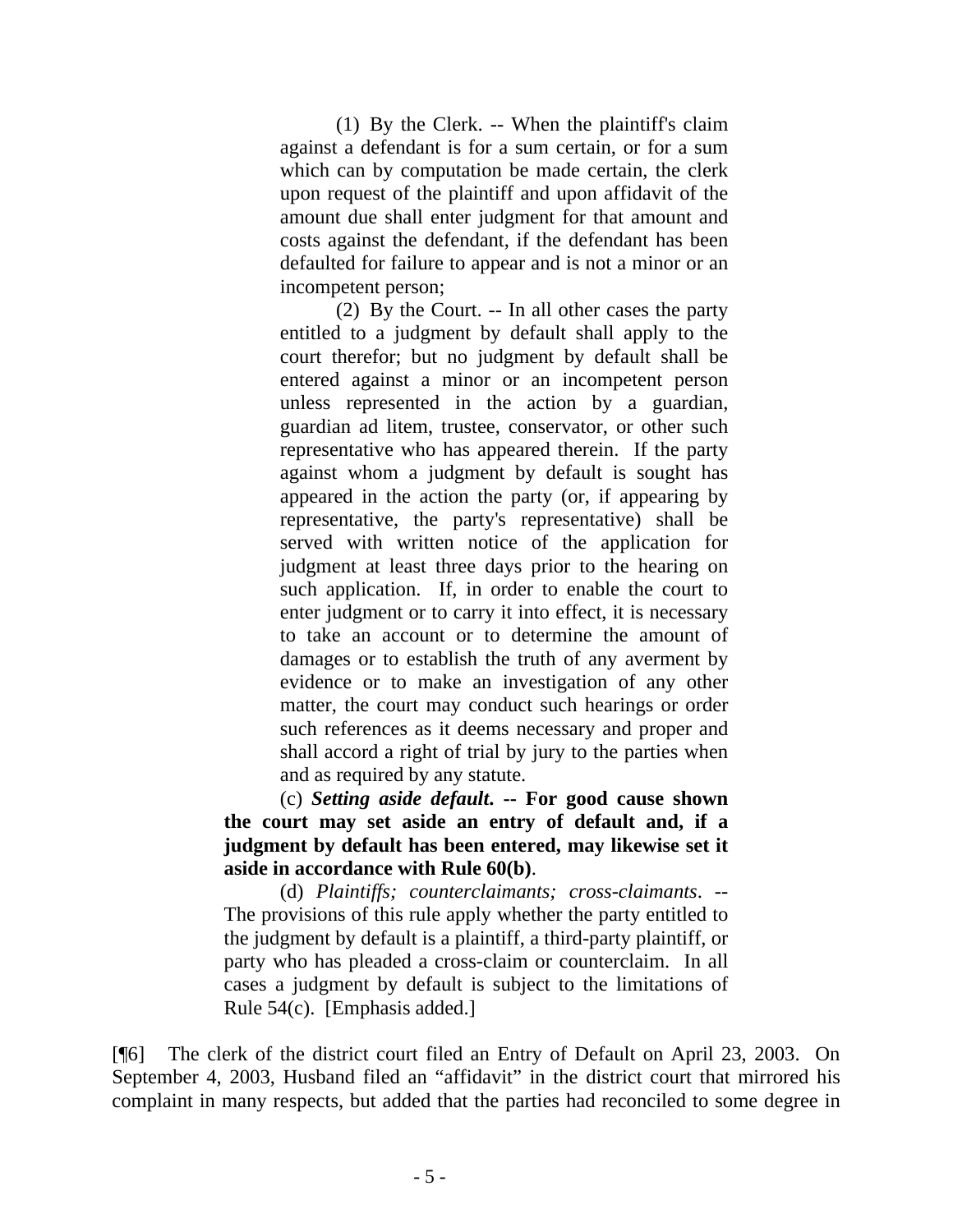(1) By the Clerk. -- When the plaintiff's claim against a defendant is for a sum certain, or for a sum which can by computation be made certain, the clerk upon request of the plaintiff and upon affidavit of the amount due shall enter judgment for that amount and costs against the defendant, if the defendant has been defaulted for failure to appear and is not a minor or an incompetent person;

(2) By the Court. -- In all other cases the party entitled to a judgment by default shall apply to the court therefor; but no judgment by default shall be entered against a minor or an incompetent person unless represented in the action by a guardian, guardian ad litem, trustee, conservator, or other such representative who has appeared therein. If the party against whom a judgment by default is sought has appeared in the action the party (or, if appearing by representative, the party's representative) shall be served with written notice of the application for judgment at least three days prior to the hearing on such application. If, in order to enable the court to enter judgment or to carry it into effect, it is necessary to take an account or to determine the amount of damages or to establish the truth of any averment by evidence or to make an investigation of any other matter, the court may conduct such hearings or order such references as it deems necessary and proper and shall accord a right of trial by jury to the parties when and as required by any statute.

(c) ***Setting aside default*. -- For good cause shown the court may set aside an entry of default and, if a judgment by default has been entered, may likewise set it aside in accordance with Rule 60(b)**.

(d) *Plaintiffs; counterclaimants; cross-claimants*. -- The provisions of this rule apply whether the party entitled to the judgment by default is a plaintiff, a third-party plaintiff, or party who has pleaded a cross-claim or counterclaim. In all cases a judgment by default is subject to the limitations of Rule 54(c). [Emphasis added.]

[¶6] The clerk of the district court filed an Entry of Default on April 23, 2003. On September 4, 2003, Husband filed an "affidavit" in the district court that mirrored his complaint in many respects, but added that the parties had reconciled to some degree in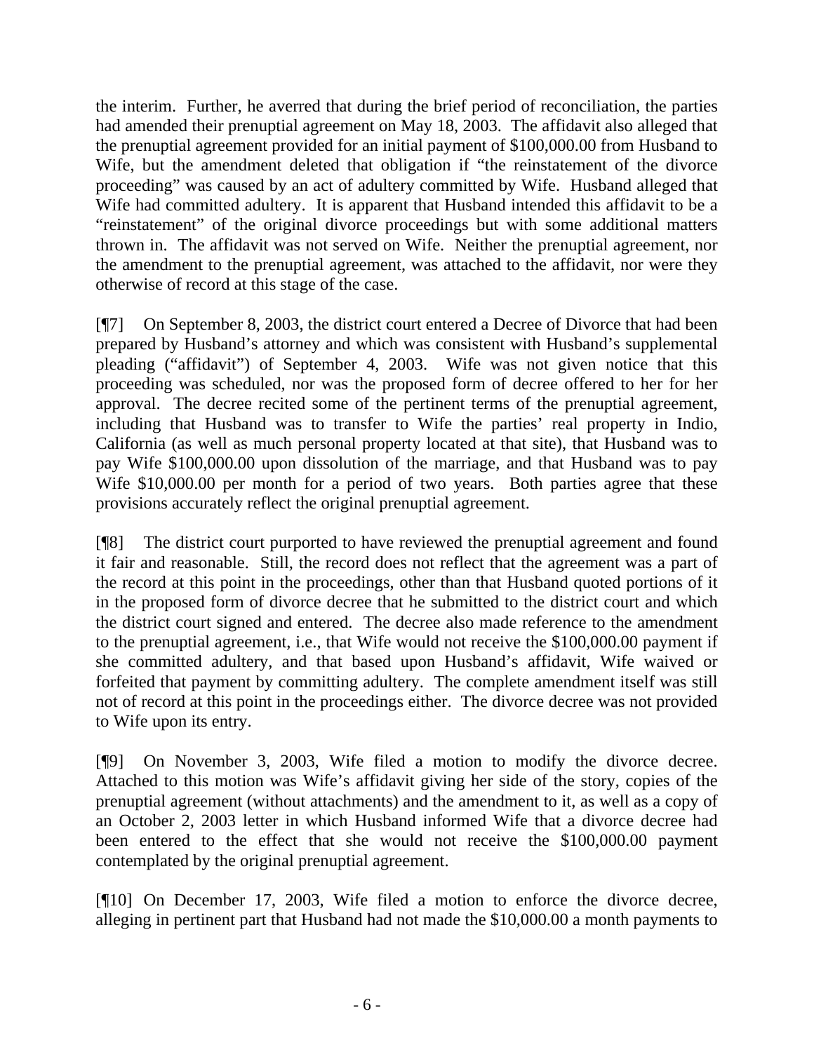the interim. Further, he averred that during the brief period of reconciliation, the parties had amended their prenuptial agreement on May 18, 2003. The affidavit also alleged that the prenuptial agreement provided for an initial payment of $100,000.00 from Husband to Wife, but the amendment deleted that obligation if "the reinstatement of the divorce proceeding" was caused by an act of adultery committed by Wife. Husband alleged that Wife had committed adultery. It is apparent that Husband intended this affidavit to be a "reinstatement" of the original divorce proceedings but with some additional matters thrown in. The affidavit was not served on Wife. Neither the prenuptial agreement, nor the amendment to the prenuptial agreement, was attached to the affidavit, nor were they otherwise of record at this stage of the case.

[¶7] On September 8, 2003, the district court entered a Decree of Divorce that had been prepared by Husband's attorney and which was consistent with Husband's supplemental pleading ("affidavit") of September 4, 2003. Wife was not given notice that this proceeding was scheduled, nor was the proposed form of decree offered to her for her approval. The decree recited some of the pertinent terms of the prenuptial agreement, including that Husband was to transfer to Wife the parties' real property in Indio, California (as well as much personal property located at that site), that Husband was to pay Wife $100,000.00 upon dissolution of the marriage, and that Husband was to pay Wife $10,000.00 per month for a period of two years. Both parties agree that these provisions accurately reflect the original prenuptial agreement.

[¶8] The district court purported to have reviewed the prenuptial agreement and found it fair and reasonable. Still, the record does not reflect that the agreement was a part of the record at this point in the proceedings, other than that Husband quoted portions of it in the proposed form of divorce decree that he submitted to the district court and which the district court signed and entered. The decree also made reference to the amendment to the prenuptial agreement, i.e., that Wife would not receive the $100,000.00 payment if she committed adultery, and that based upon Husband's affidavit, Wife waived or forfeited that payment by committing adultery. The complete amendment itself was still not of record at this point in the proceedings either. The divorce decree was not provided to Wife upon its entry.

[¶9] On November 3, 2003, Wife filed a motion to modify the divorce decree. Attached to this motion was Wife's affidavit giving her side of the story, copies of the prenuptial agreement (without attachments) and the amendment to it, as well as a copy of an October 2, 2003 letter in which Husband informed Wife that a divorce decree had been entered to the effect that she would not receive the $100,000.00 payment contemplated by the original prenuptial agreement.

[¶10] On December 17, 2003, Wife filed a motion to enforce the divorce decree, alleging in pertinent part that Husband had not made the $10,000.00 a month payments to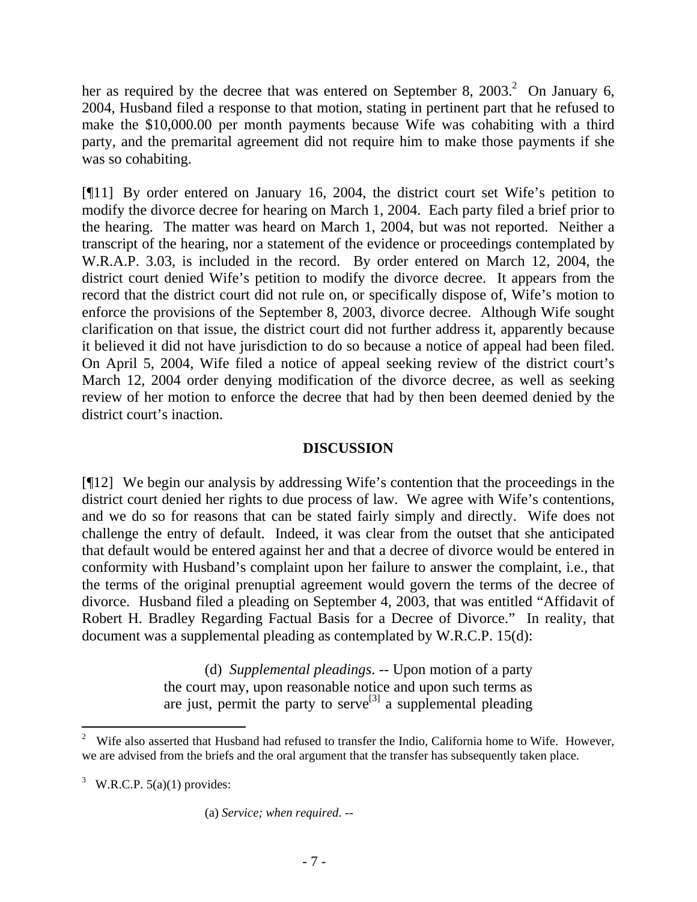her as required by the decree that was entered on September 8, 2003.[2] On January 6, 2004, Husband filed a response to that motion, stating in pertinent part that he refused to make the $10,000.00 per month payments because Wife was cohabiting with a third party, and the premarital agreement did not require him to make those payments if she was so cohabiting.

[¶11] By order entered on January 16, 2004, the district court set Wife's petition to modify the divorce decree for hearing on March 1, 2004. Each party filed a brief prior to the hearing. The matter was heard on March 1, 2004, but was not reported. Neither a transcript of the hearing, nor a statement of the evidence or proceedings contemplated by W.R.A.P. 3.03, is included in the record. By order entered on March 12, 2004, the district court denied Wife's petition to modify the divorce decree. It appears from the record that the district court did not rule on, or specifically dispose of, Wife's motion to enforce the provisions of the September 8, 2003, divorce decree. Although Wife sought clarification on that issue, the district court did not further address it, apparently because it believed it did not have jurisdiction to do so because a notice of appeal had been filed. On April 5, 2004, Wife filed a notice of appeal seeking review of the district court's March 12, 2004 order denying modification of the divorce decree, as well as seeking review of her motion to enforce the decree that had by then been deemed denied by the district court's inaction.

## DISCUSSION

[¶12] We begin our analysis by addressing Wife's contention that the proceedings in the district court denied her rights to due process of law. We agree with Wife's contentions, and we do so for reasons that can be stated fairly simply and directly. Wife does not challenge the entry of default. Indeed, it was clear from the outset that she anticipated that default would be entered against her and that a decree of divorce would be entered in conformity with Husband's complaint upon her failure to answer the complaint, i.e., that the terms of the original prenuptial agreement would govern the terms of the decree of divorce. Husband filed a pleading on September 4, 2003, that was entitled "Affidavit of Robert H. Bradley Regarding Factual Basis for a Decree of Divorce." In reality, that document was a supplemental pleading as contemplated by W.R.C.P. 15(d):

> (d) *Supplemental pleadings*. -- Upon motion of a party the court may, upon reasonable notice and upon such terms as are just, permit the party to serve[3] a supplemental pleading

---

[2] Wife also asserted that Husband had refused to transfer the Indio, California home to Wife. However, we are advised from the briefs and the oral argument that the transfer has subsequently taken place.

[3] W.R.C.P. 5(a)(1) provides:

> (a) *Service; when required*. --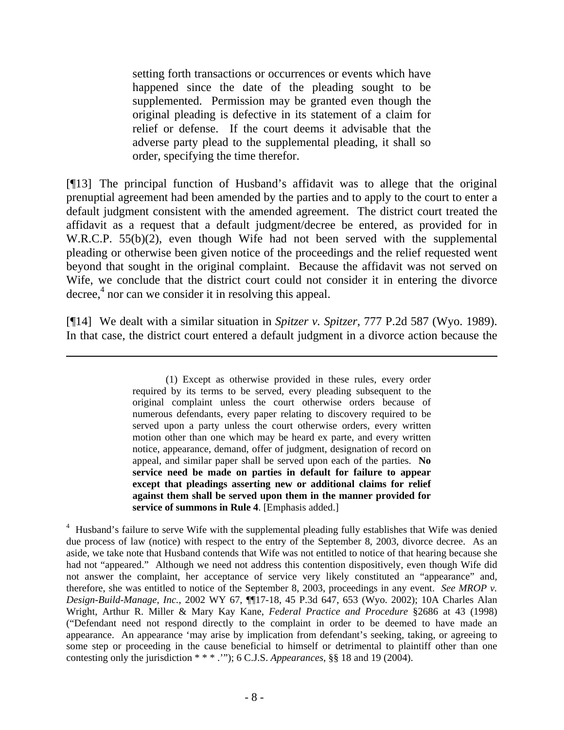> setting forth transactions or occurrences or events which have happened since the date of the pleading sought to be supplemented. Permission may be granted even though the original pleading is defective in its statement of a claim for relief or defense. If the court deems it advisable that the adverse party plead to the supplemental pleading, it shall so order, specifying the time therefor.

[¶13] The principal function of Husband's affidavit was to allege that the original prenuptial agreement had been amended by the parties and to apply to the court to enter a default judgment consistent with the amended agreement. The district court treated the affidavit as a request that a default judgment/decree be entered, as provided for in W.R.C.P. 55(b)(2), even though Wife had not been served with the supplemental pleading or otherwise been given notice of the proceedings and the relief requested went beyond that sought in the original complaint. Because the affidavit was not served on Wife, we conclude that the district court could not consider it in entering the divorce decree,[4] nor can we consider it in resolving this appeal.

[¶14] We dealt with a similar situation in *Spitzer v. Spitzer*, 777 P.2d 587 (Wyo. 1989). In that case, the district court entered a default judgment in a divorce action because the

---

> (1) Except as otherwise provided in these rules, every order required by its terms to be served, every pleading subsequent to the original complaint unless the court otherwise orders because of numerous defendants, every paper relating to discovery required to be served upon a party unless the court otherwise orders, every written motion other than one which may be heard ex parte, and every written notice, appearance, demand, offer of judgment, designation of record on appeal, and similar paper shall be served upon each of the parties. **No service need be made on parties in default for failure to appear except that pleadings asserting new or additional claims for relief against them shall be served upon them in the manner provided for service of summons in Rule 4**. [Emphasis added.]

[4] Husband's failure to serve Wife with the supplemental pleading fully establishes that Wife was denied due process of law (notice) with respect to the entry of the September 8, 2003, divorce decree. As an aside, we take note that Husband contends that Wife was not entitled to notice of that hearing because she had not "appeared." Although we need not address this contention dispositively, even though Wife did not answer the complaint, her acceptance of service very likely constituted an "appearance" and, therefore, she was entitled to notice of the September 8, 2003, proceedings in any event. *See MROP v. Design-Build-Manage, Inc.*, 2002 WY 67, ¶¶17-18, 45 P.3d 647, 653 (Wyo. 2002); 10A Charles Alan Wright, Arthur R. Miller & Mary Kay Kane, *Federal Practice and Procedure* §2686 at 43 (1998) ("Defendant need not respond directly to the complaint in order to be deemed to have made an appearance. An appearance 'may arise by implication from defendant's seeking, taking, or agreeing to some step or proceeding in the cause beneficial to himself or detrimental to plaintiff other than one contesting only the jurisdiction * * * .'"); 6 C.J.S. *Appearances*, §§ 18 and 19 (2004).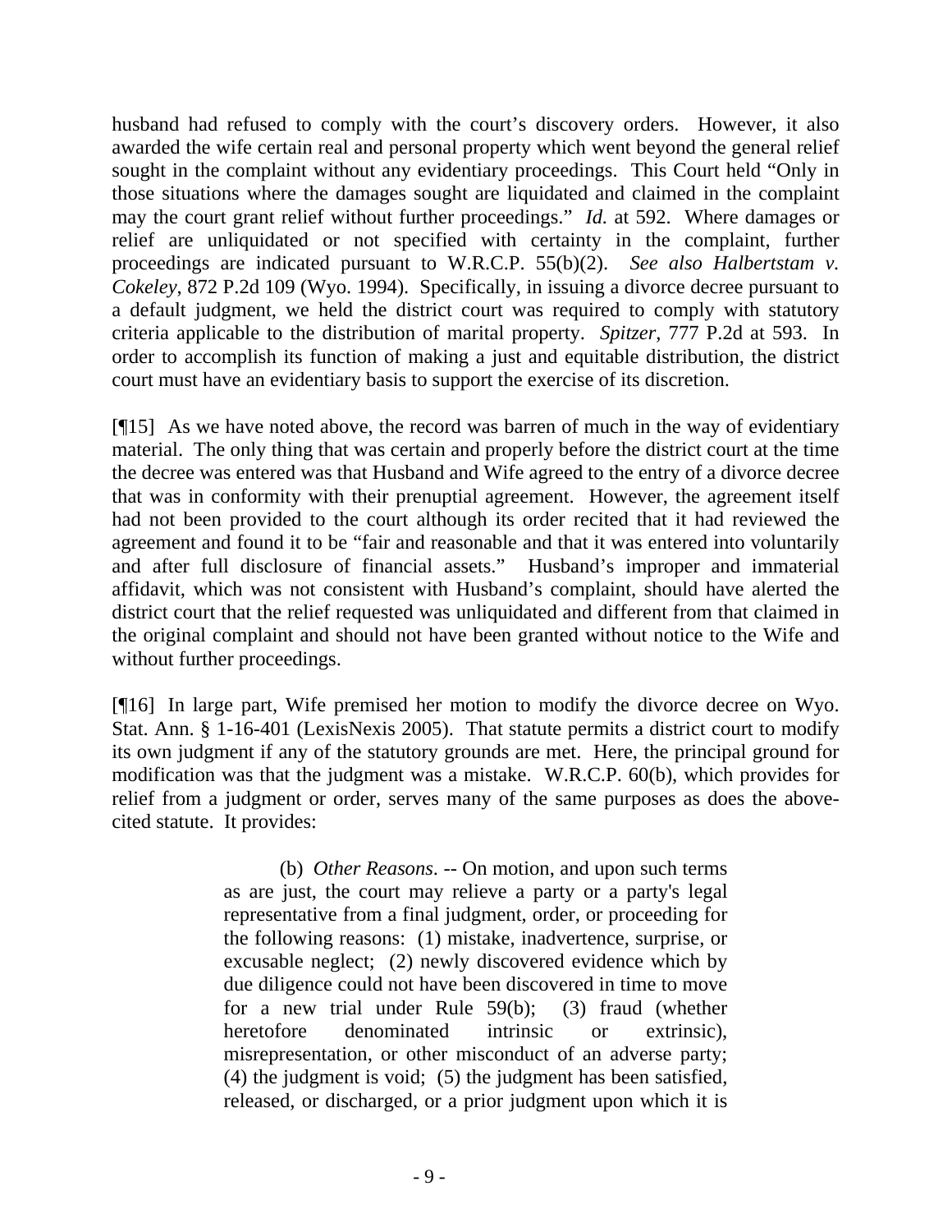husband had refused to comply with the court's discovery orders. However, it also awarded the wife certain real and personal property which went beyond the general relief sought in the complaint without any evidentiary proceedings. This Court held "Only in those situations where the damages sought are liquidated and claimed in the complaint may the court grant relief without further proceedings." *Id.* at 592. Where damages or relief are unliquidated or not specified with certainty in the complaint, further proceedings are indicated pursuant to W.R.C.P. 55(b)(2). *See also Halbertstam v. Cokeley*, 872 P.2d 109 (Wyo. 1994). Specifically, in issuing a divorce decree pursuant to a default judgment, we held the district court was required to comply with statutory criteria applicable to the distribution of marital property. *Spitzer*, 777 P.2d at 593. In order to accomplish its function of making a just and equitable distribution, the district court must have an evidentiary basis to support the exercise of its discretion.

[¶15] As we have noted above, the record was barren of much in the way of evidentiary material. The only thing that was certain and properly before the district court at the time the decree was entered was that Husband and Wife agreed to the entry of a divorce decree that was in conformity with their prenuptial agreement. However, the agreement itself had not been provided to the court although its order recited that it had reviewed the agreement and found it to be "fair and reasonable and that it was entered into voluntarily and after full disclosure of financial assets." Husband's improper and immaterial affidavit, which was not consistent with Husband's complaint, should have alerted the district court that the relief requested was unliquidated and different from that claimed in the original complaint and should not have been granted without notice to the Wife and without further proceedings.

[¶16] In large part, Wife premised her motion to modify the divorce decree on Wyo. Stat. Ann. § 1-16-401 (LexisNexis 2005). That statute permits a district court to modify its own judgment if any of the statutory grounds are met. Here, the principal ground for modification was that the judgment was a mistake. W.R.C.P. 60(b), which provides for relief from a judgment or order, serves many of the same purposes as does the above-cited statute. It provides:

> (b) *Other Reasons*. -- On motion, and upon such terms as are just, the court may relieve a party or a party's legal representative from a final judgment, order, or proceeding for the following reasons: (1) mistake, inadvertence, surprise, or excusable neglect; (2) newly discovered evidence which by due diligence could not have been discovered in time to move for a new trial under Rule 59(b); (3) fraud (whether heretofore denominated intrinsic or extrinsic), misrepresentation, or other misconduct of an adverse party; (4) the judgment is void; (5) the judgment has been satisfied, released, or discharged, or a prior judgment upon which it is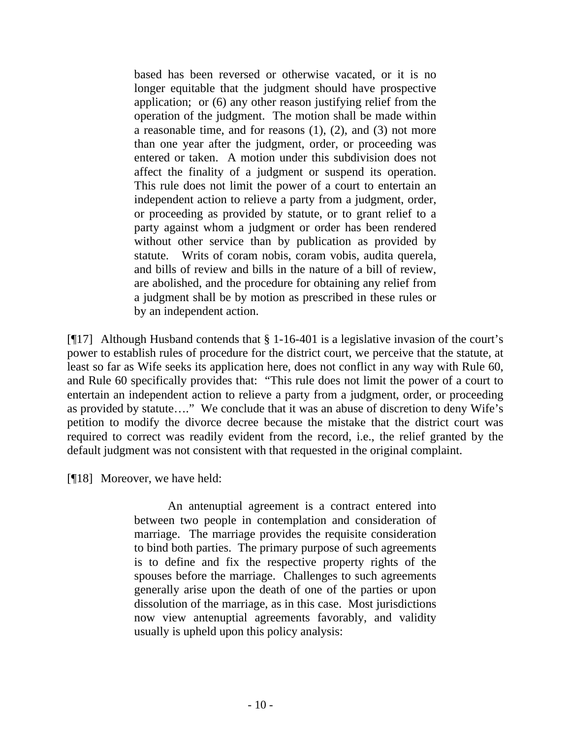> based has been reversed or otherwise vacated, or it is no longer equitable that the judgment should have prospective application; or (6) any other reason justifying relief from the operation of the judgment. The motion shall be made within a reasonable time, and for reasons (1), (2), and (3) not more than one year after the judgment, order, or proceeding was entered or taken. A motion under this subdivision does not affect the finality of a judgment or suspend its operation. This rule does not limit the power of a court to entertain an independent action to relieve a party from a judgment, order, or proceeding as provided by statute, or to grant relief to a party against whom a judgment or order has been rendered without other service than by publication as provided by statute. Writs of coram nobis, coram vobis, audita querela, and bills of review and bills in the nature of a bill of review, are abolished, and the procedure for obtaining any relief from a judgment shall be by motion as prescribed in these rules or by an independent action.

[¶17] Although Husband contends that § 1-16-401 is a legislative invasion of the court's power to establish rules of procedure for the district court, we perceive that the statute, at least so far as Wife seeks its application here, does not conflict in any way with Rule 60, and Rule 60 specifically provides that: "This rule does not limit the power of a court to entertain an independent action to relieve a party from a judgment, order, or proceeding as provided by statute…." We conclude that it was an abuse of discretion to deny Wife's petition to modify the divorce decree because the mistake that the district court was required to correct was readily evident from the record, i.e., the relief granted by the default judgment was not consistent with that requested in the original complaint.

[¶18] Moreover, we have held:

> An antenuptial agreement is a contract entered into between two people in contemplation and consideration of marriage. The marriage provides the requisite consideration to bind both parties. The primary purpose of such agreements is to define and fix the respective property rights of the spouses before the marriage. Challenges to such agreements generally arise upon the death of one of the parties or upon dissolution of the marriage, as in this case. Most jurisdictions now view antenuptial agreements favorably, and validity usually is upheld upon this policy analysis: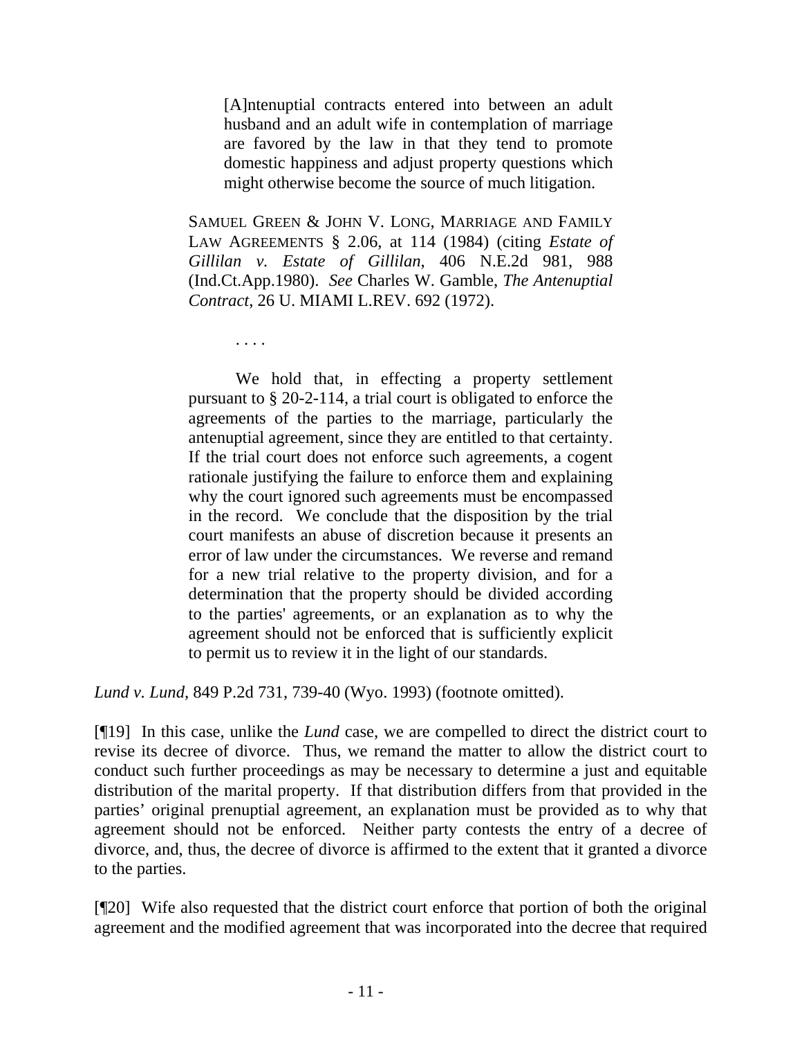> [A]ntenuptial contracts entered into between an adult husband and an adult wife in contemplation of marriage are favored by the law in that they tend to promote domestic happiness and adjust property questions which might otherwise become the source of much litigation.
>
> SAMUEL GREEN & JOHN V. LONG, MARRIAGE AND FAMILY LAW AGREEMENTS § 2.06, at 114 (1984) (citing *Estate of Gillilan v. Estate of Gillilan*, 406 N.E.2d 981, 988 (Ind.Ct.App.1980). *See* Charles W. Gamble, *The Antenuptial Contract*, 26 U. MIAMI L.REV. 692 (1972).
>
> . . . .
>
> We hold that, in effecting a property settlement pursuant to § 20-2-114, a trial court is obligated to enforce the agreements of the parties to the marriage, particularly the antenuptial agreement, since they are entitled to that certainty. If the trial court does not enforce such agreements, a cogent rationale justifying the failure to enforce them and explaining why the court ignored such agreements must be encompassed in the record. We conclude that the disposition by the trial court manifests an abuse of discretion because it presents an error of law under the circumstances. We reverse and remand for a new trial relative to the property division, and for a determination that the property should be divided according to the parties' agreements, or an explanation as to why the agreement should not be enforced that is sufficiently explicit to permit us to review it in the light of our standards.

*Lund v. Lund*, 849 P.2d 731, 739-40 (Wyo. 1993) (footnote omitted).

[¶19] In this case, unlike the *Lund* case, we are compelled to direct the district court to revise its decree of divorce. Thus, we remand the matter to allow the district court to conduct such further proceedings as may be necessary to determine a just and equitable distribution of the marital property. If that distribution differs from that provided in the parties' original prenuptial agreement, an explanation must be provided as to why that agreement should not be enforced. Neither party contests the entry of a decree of divorce, and, thus, the decree of divorce is affirmed to the extent that it granted a divorce to the parties.

[¶20] Wife also requested that the district court enforce that portion of both the original agreement and the modified agreement that was incorporated into the decree that required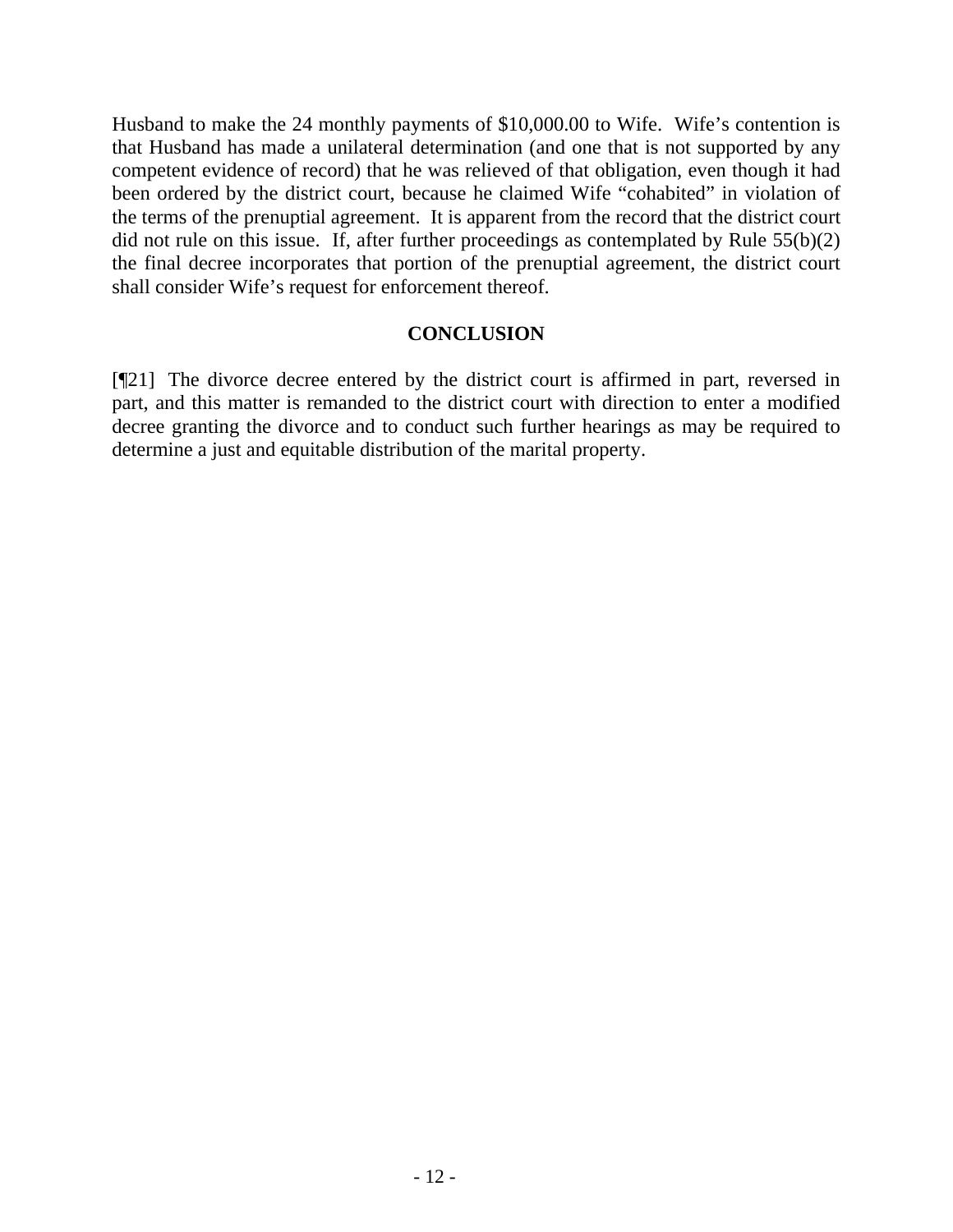Husband to make the 24 monthly payments of $10,000.00 to Wife. Wife's contention is that Husband has made a unilateral determination (and one that is not supported by any competent evidence of record) that he was relieved of that obligation, even though it had been ordered by the district court, because he claimed Wife "cohabited" in violation of the terms of the prenuptial agreement. It is apparent from the record that the district court did not rule on this issue. If, after further proceedings as contemplated by Rule 55(b)(2) the final decree incorporates that portion of the prenuptial agreement, the district court shall consider Wife's request for enforcement thereof.

## CONCLUSION

[¶21] The divorce decree entered by the district court is affirmed in part, reversed in part, and this matter is remanded to the district court with direction to enter a modified decree granting the divorce and to conduct such further hearings as may be required to determine a just and equitable distribution of the marital property.